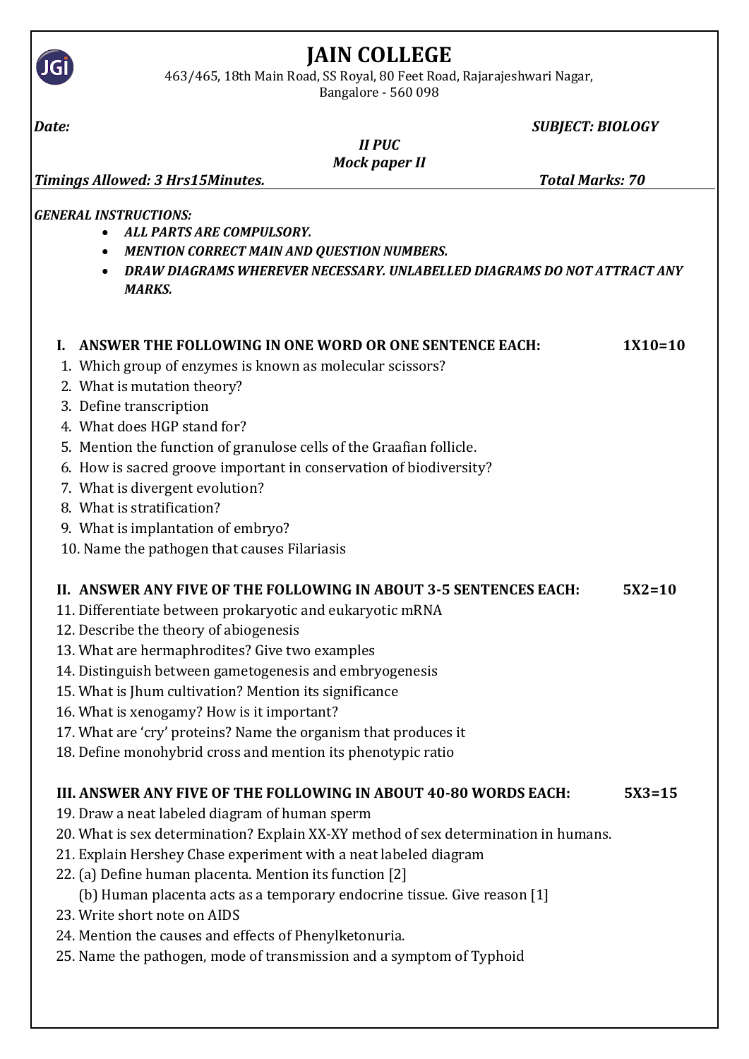# JAIN COLLEGE

463/465, 18th Main Road, SS Royal, 80 Feet Road, Rajarajeshwari Nagar,
Bangalore - 560 098

***Date:*** ***SUBJECT: BIOLOGY***

***II PUC***

***Mock paper II***

***Timings Allowed: 3 Hrs15Minutes.*** ***Total Marks: 70***

***GENERAL INSTRUCTIONS:***

- ***ALL PARTS ARE COMPULSORY.***
- ***MENTION CORRECT MAIN AND QUESTION NUMBERS.***
- ***DRAW DIAGRAMS WHEREVER NECESSARY. UNLABELLED DIAGRAMS DO NOT ATTRACT ANY MARKS.***

## I. ANSWER THE FOLLOWING IN ONE WORD OR ONE SENTENCE EACH: 1X10=10

1. Which group of enzymes is known as molecular scissors?
2. What is mutation theory?
3. Define transcription
4. What does HGP stand for?
5. Mention the function of granulose cells of the Graafian follicle.
6. How is sacred groove important in conservation of biodiversity?
7. What is divergent evolution?
8. What is stratification?
9. What is implantation of embryo?
10. Name the pathogen that causes Filariasis

## II. ANSWER ANY FIVE OF THE FOLLOWING IN ABOUT 3-5 SENTENCES EACH: 5X2=10

11. Differentiate between prokaryotic and eukaryotic mRNA
12. Describe the theory of abiogenesis
13. What are hermaphrodites? Give two examples
14. Distinguish between gametogenesis and embryogenesis
15. What is Jhum cultivation? Mention its significance
16. What is xenogamy? How is it important?
17. What are 'cry' proteins? Name the organism that produces it
18. Define monohybrid cross and mention its phenotypic ratio

## III. ANSWER ANY FIVE OF THE FOLLOWING IN ABOUT 40-80 WORDS EACH: 5X3=15

19. Draw a neat labeled diagram of human sperm
20. What is sex determination? Explain XX-XY method of sex determination in humans.
21. Explain Hershey Chase experiment with a neat labeled diagram
22. (a) Define human placenta. Mention its function [2]
    (b) Human placenta acts as a temporary endocrine tissue. Give reason [1]
23. Write short note on AIDS
24. Mention the causes and effects of Phenylketonuria.
25. Name the pathogen, mode of transmission and a symptom of Typhoid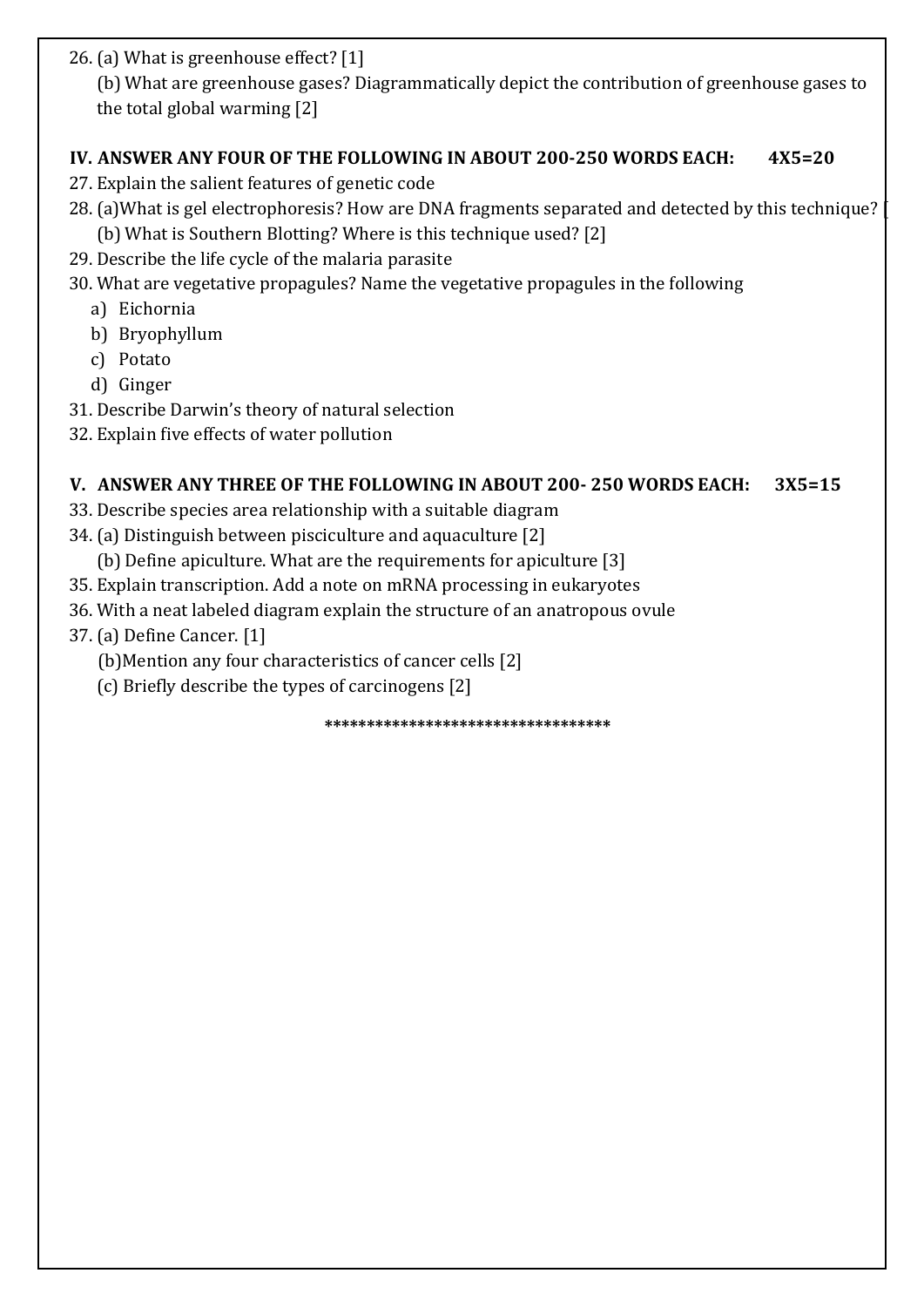26. (a) What is greenhouse effect? [1]

    (b) What are greenhouse gases? Diagrammatically depict the contribution of greenhouse gases to the total global warming [2]

**IV. ANSWER ANY FOUR OF THE FOLLOWING IN ABOUT 200-250 WORDS EACH: 4X5=20**

27. Explain the salient features of genetic code
28. (a)What is gel electrophoresis? How are DNA fragments separated and detected by this technique? [

    (b) What is Southern Blotting? Where is this technique used? [2]
29. Describe the life cycle of the malaria parasite
30. What are vegetative propagules? Name the vegetative propagules in the following
    a) Eichornia
    b) Bryophyllum
    c) Potato
    d) Ginger
31. Describe Darwin's theory of natural selection
32. Explain five effects of water pollution

**V. ANSWER ANY THREE OF THE FOLLOWING IN ABOUT 200- 250 WORDS EACH: 3X5=15**

33. Describe species area relationship with a suitable diagram
34. (a) Distinguish between pisciculture and aquaculture [2]

    (b) Define apiculture. What are the requirements for apiculture [3]
35. Explain transcription. Add a note on mRNA processing in eukaryotes
36. With a neat labeled diagram explain the structure of an anatropous ovule
37. (a) Define Cancer. [1]

    (b)Mention any four characteristics of cancer cells [2]

    (c) Briefly describe the types of carcinogens [2]

**********************************